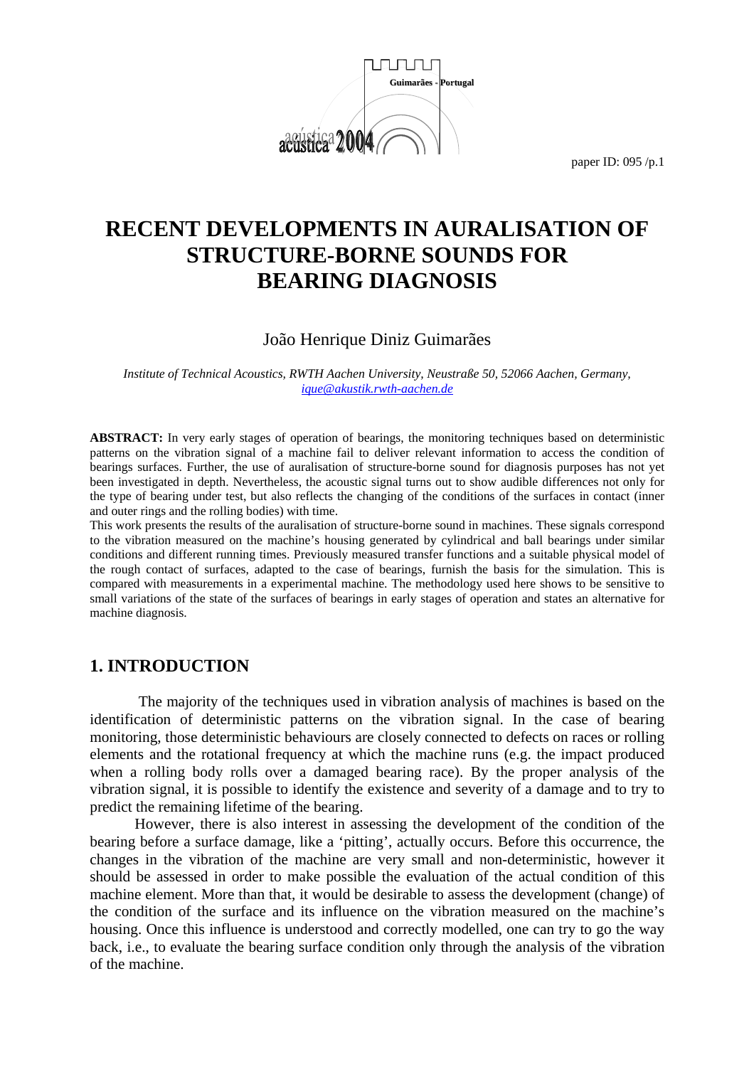# RECENT DEVELOPMENTS IN AURALISATION OF STRUCTURE-BORNE SOUNDS FOR BEARING DIAGNOSIS

João Henrique Diniz Guimarães

*Institute of Technical Acoustics, RWTH Aachen University, Neustraße 50, 52066 Aachen, Germany,* ique@akustik.rwth-aachen.de

**ABSTRACT:** In very early stages of operation of bearings, the monitoring techniques based on deterministic patterns on the vibration signal of a machine fail to deliver relevant information to access the condition of bearings surfaces. Further, the use of auralisation of structure-borne sound for diagnosis purposes has not yet been investigated in depth. Nevertheless, the acoustic signal turns out to show audible differences not only for the type of bearing under test, but also reflects the changing of the conditions of the surfaces in contact (inner and outer rings and the rolling bodies) with time.

This work presents the results of the auralisation of structure-borne sound in machines. These signals correspond to the vibration measured on the machine's housing generated by cylindrical and ball bearings under similar conditions and different running times. Previously measured transfer functions and a suitable physical model of the rough contact of surfaces, adapted to the case of bearings, furnish the basis for the simulation. This is compared with measurements in a experimental machine. The methodology used here shows to be sensitive to small variations of the state of the surfaces of bearings in early stages of operation and states an alternative for machine diagnosis.

## 1. INTRODUCTION

The majority of the techniques used in vibration analysis of machines is based on the identification of deterministic patterns on the vibration signal. In the case of bearing monitoring, those deterministic behaviours are closely connected to defects on races or rolling elements and the rotational frequency at which the machine runs (e.g. the impact produced when a rolling body rolls over a damaged bearing race). By the proper analysis of the vibration signal, it is possible to identify the existence and severity of a damage and to try to predict the remaining lifetime of the bearing.

However, there is also interest in assessing the development of the condition of the bearing before a surface damage, like a 'pitting', actually occurs. Before this occurrence, the changes in the vibration of the machine are very small and non-deterministic, however it should be assessed in order to make possible the evaluation of the actual condition of this machine element. More than that, it would be desirable to assess the development (change) of the condition of the surface and its influence on the vibration measured on the machine's housing. Once this influence is understood and correctly modelled, one can try to go the way back, i.e., to evaluate the bearing surface condition only through the analysis of the vibration of the machine.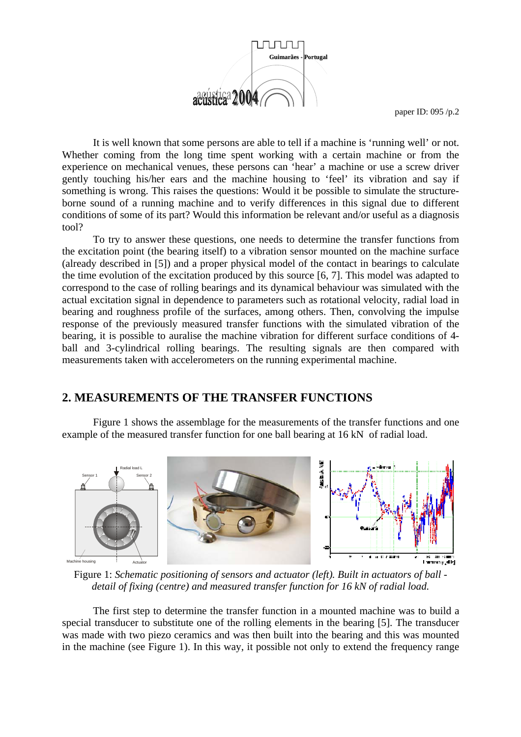It is well known that some persons are able to tell if a machine is 'running well' or not. Whether coming from the long time spent working with a certain machine or from the experience on mechanical venues, these persons can 'hear' a machine or use a screw driver gently touching his/her ears and the machine housing to 'feel' its vibration and say if something is wrong. This raises the questions: Would it be possible to simulate the structure-borne sound of a running machine and to verify differences in this signal due to different conditions of some of its part? Would this information be relevant and/or useful as a diagnosis tool?

To try to answer these questions, one needs to determine the transfer functions from the excitation point (the bearing itself) to a vibration sensor mounted on the machine surface (already described in [5]) and a proper physical model of the contact in bearings to calculate the time evolution of the excitation produced by this source [6, 7]. This model was adapted to correspond to the case of rolling bearings and its dynamical behaviour was simulated with the actual excitation signal in dependence to parameters such as rotational velocity, radial load in bearing and roughness profile of the surfaces, among others. Then, convolving the impulse response of the previously measured transfer functions with the simulated vibration of the bearing, it is possible to auralise the machine vibration for different surface conditions of 4-ball and 3-cylindrical rolling bearings. The resulting signals are then compared with measurements taken with accelerometers on the running experimental machine.

## 2. MEASUREMENTS OF THE TRANSFER FUNCTIONS

Figure 1 shows the assemblage for the measurements of the transfer functions and one example of the measured transfer function for one ball bearing at 16 kN of radial load.

Figure 1: *Schematic positioning of sensors and actuator (left). Built in actuators of ball - detail of fixing (centre) and measured transfer function for 16 kN of radial load.*

The first step to determine the transfer function in a mounted machine was to build a special transducer to substitute one of the rolling elements in the bearing [5]. The transducer was made with two piezo ceramics and was then built into the bearing and this was mounted in the machine (see Figure 1). In this way, it possible not only to extend the frequency range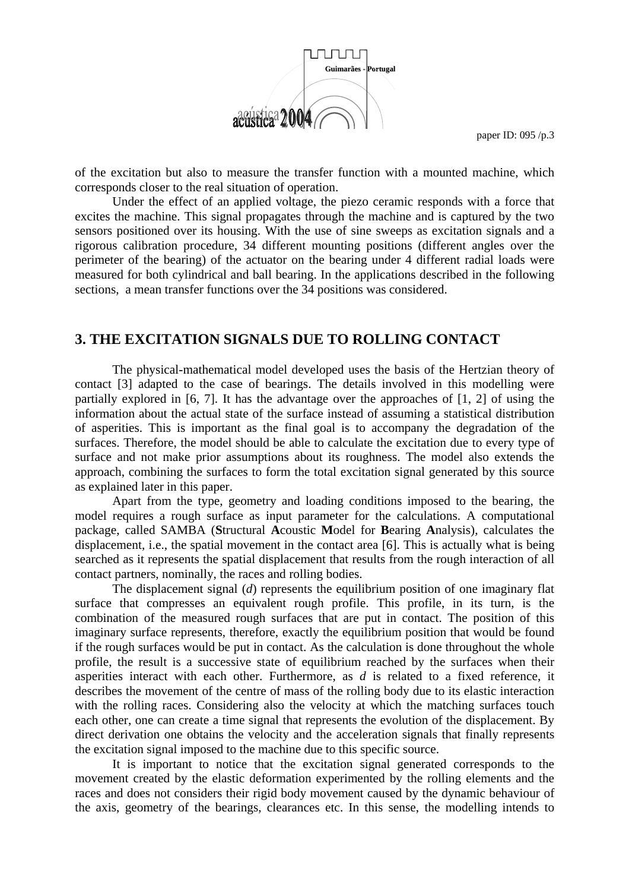of the excitation but also to measure the transfer function with a mounted machine, which corresponds closer to the real situation of operation.

Under the effect of an applied voltage, the piezo ceramic responds with a force that excites the machine. This signal propagates through the machine and is captured by the two sensors positioned over its housing. With the use of sine sweeps as excitation signals and a rigorous calibration procedure, 34 different mounting positions (different angles over the perimeter of the bearing) of the actuator on the bearing under 4 different radial loads were measured for both cylindrical and ball bearing. In the applications described in the following sections, a mean transfer functions over the 34 positions was considered.

## 3. THE EXCITATION SIGNALS DUE TO ROLLING CONTACT

The physical-mathematical model developed uses the basis of the Hertzian theory of contact [3] adapted to the case of bearings. The details involved in this modelling were partially explored in [6, 7]. It has the advantage over the approaches of [1, 2] of using the information about the actual state of the surface instead of assuming a statistical distribution of asperities. This is important as the final goal is to accompany the degradation of the surfaces. Therefore, the model should be able to calculate the excitation due to every type of surface and not make prior assumptions about its roughness. The model also extends the approach, combining the surfaces to form the total excitation signal generated by this source as explained later in this paper.

Apart from the type, geometry and loading conditions imposed to the bearing, the model requires a rough surface as input parameter for the calculations. A computational package, called SAMBA (**S**tructural **A**coustic **M**odel for **B**earing **A**nalysis), calculates the displacement, i.e., the spatial movement in the contact area [6]. This is actually what is being searched as it represents the spatial displacement that results from the rough interaction of all contact partners, nominally, the races and rolling bodies.

The displacement signal (*d*) represents the equilibrium position of one imaginary flat surface that compresses an equivalent rough profile. This profile, in its turn, is the combination of the measured rough surfaces that are put in contact. The position of this imaginary surface represents, therefore, exactly the equilibrium position that would be found if the rough surfaces would be put in contact. As the calculation is done throughout the whole profile, the result is a successive state of equilibrium reached by the surfaces when their asperities interact with each other. Furthermore, as *d* is related to a fixed reference, it describes the movement of the centre of mass of the rolling body due to its elastic interaction with the rolling races. Considering also the velocity at which the matching surfaces touch each other, one can create a time signal that represents the evolution of the displacement. By direct derivation one obtains the velocity and the acceleration signals that finally represents the excitation signal imposed to the machine due to this specific source.

It is important to notice that the excitation signal generated corresponds to the movement created by the elastic deformation experimented by the rolling elements and the races and does not considers their rigid body movement caused by the dynamic behaviour of the axis, geometry of the bearings, clearances etc. In this sense, the modelling intends to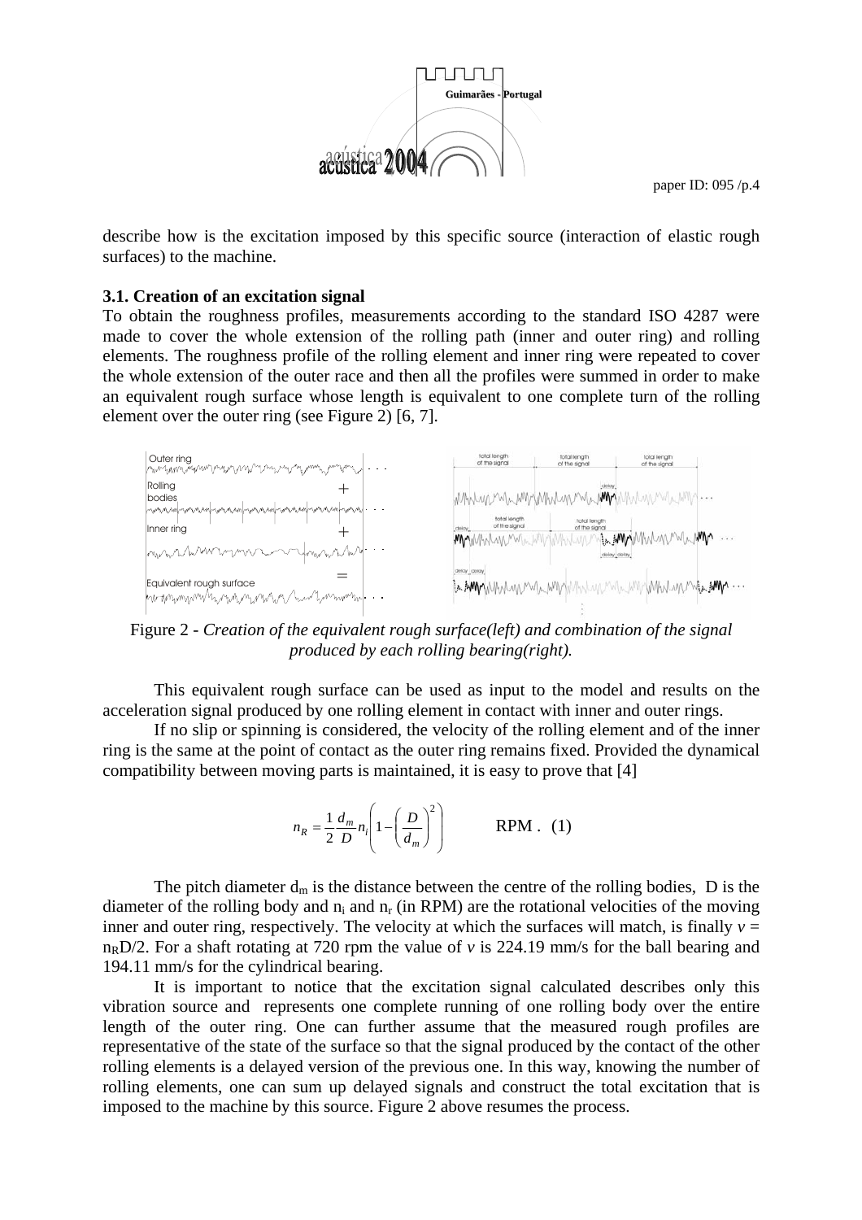describe how is the excitation imposed by this specific source (interaction of elastic rough surfaces) to the machine.

### 3.1. Creation of an excitation signal

To obtain the roughness profiles, measurements according to the standard ISO 4287 were made to cover the whole extension of the rolling path (inner and outer ring) and rolling elements. The roughness profile of the rolling element and inner ring were repeated to cover the whole extension of the outer race and then all the profiles were summed in order to make an equivalent rough surface whose length is equivalent to one complete turn of the rolling element over the outer ring (see Figure 2) [6, 7].

Figure 2 - *Creation of the equivalent rough surface(left) and combination of the signal produced by each rolling bearing(right).*

This equivalent rough surface can be used as input to the model and results on the acceleration signal produced by one rolling element in contact with inner and outer rings.

If no slip or spinning is considered, the velocity of the rolling element and of the inner ring is the same at the point of contact as the outer ring remains fixed. Provided the dynamical compatibility between moving parts is maintained, it is easy to prove that [4]

$$n_R = \frac{1}{2}\frac{d_m}{D}n_i\left(1-\left(\frac{D}{d_m}\right)^2\right) \qquad \text{RPM .} \quad (1)$$

The pitch diameter $d_m$ is the distance between the centre of the rolling bodies, D is the diameter of the rolling body and $n_i$ and $n_r$ (in RPM) are the rotational velocities of the moving inner and outer ring, respectively. The velocity at which the surfaces will match, is finally $v = n_R D/2$. For a shaft rotating at 720 rpm the value of $v$ is 224.19 mm/s for the ball bearing and 194.11 mm/s for the cylindrical bearing.

It is important to notice that the excitation signal calculated describes only this vibration source and represents one complete running of one rolling body over the entire length of the outer ring. One can further assume that the measured rough profiles are representative of the state of the surface so that the signal produced by the contact of the other rolling elements is a delayed version of the previous one. In this way, knowing the number of rolling elements, one can sum up delayed signals and construct the total excitation that is imposed to the machine by this source. Figure 2 above resumes the process.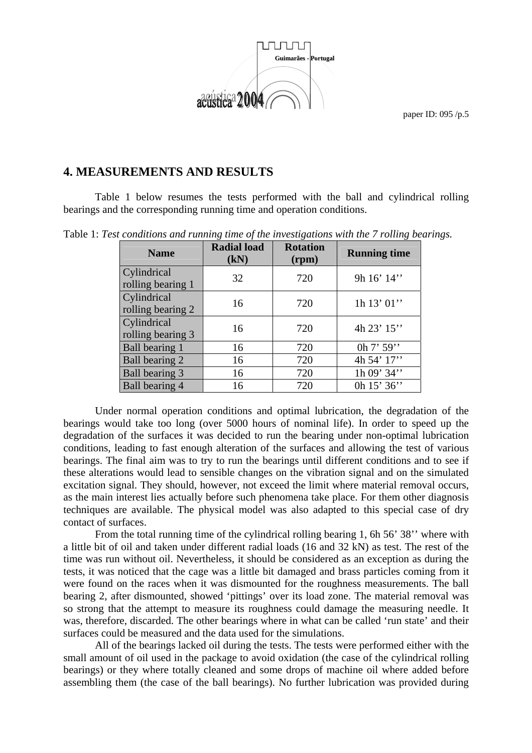## 4. MEASUREMENTS AND RESULTS

Table 1 below resumes the tests performed with the ball and cylindrical rolling bearings and the corresponding running time and operation conditions.

Table 1: *Test conditions and running time of the investigations with the 7 rolling bearings.*

| Name | Radial load (kN) | Rotation (rpm) | Running time |
|---|---|---|---|
| Cylindrical rolling bearing 1 | 32 | 720 | 9h 16' 14'' |
| Cylindrical rolling bearing 2 | 16 | 720 | 1h 13' 01'' |
| Cylindrical rolling bearing 3 | 16 | 720 | 4h 23' 15'' |
| Ball bearing 1 | 16 | 720 | 0h 7' 59'' |
| Ball bearing 2 | 16 | 720 | 4h 54' 17'' |
| Ball bearing 3 | 16 | 720 | 1h 09' 34'' |
| Ball bearing 4 | 16 | 720 | 0h 15' 36'' |

Under normal operation conditions and optimal lubrication, the degradation of the bearings would take too long (over 5000 hours of nominal life). In order to speed up the degradation of the surfaces it was decided to run the bearing under non-optimal lubrication conditions, leading to fast enough alteration of the surfaces and allowing the test of various bearings. The final aim was to try to run the bearings until different conditions and to see if these alterations would lead to sensible changes on the vibration signal and on the simulated excitation signal. They should, however, not exceed the limit where material removal occurs, as the main interest lies actually before such phenomena take place. For them other diagnosis techniques are available. The physical model was also adapted to this special case of dry contact of surfaces.

From the total running time of the cylindrical rolling bearing 1, 6h 56' 38'' where with a little bit of oil and taken under different radial loads (16 and 32 kN) as test. The rest of the time was run without oil. Nevertheless, it should be considered as an exception as during the tests, it was noticed that the cage was a little bit damaged and brass particles coming from it were found on the races when it was dismounted for the roughness measurements. The ball bearing 2, after dismounted, showed 'pittings' over its load zone. The material removal was so strong that the attempt to measure its roughness could damage the measuring needle. It was, therefore, discarded. The other bearings where in what can be called 'run state' and their surfaces could be measured and the data used for the simulations.

All of the bearings lacked oil during the tests. The tests were performed either with the small amount of oil used in the package to avoid oxidation (the case of the cylindrical rolling bearings) or they where totally cleaned and some drops of machine oil where added before assembling them (the case of the ball bearings). No further lubrication was provided during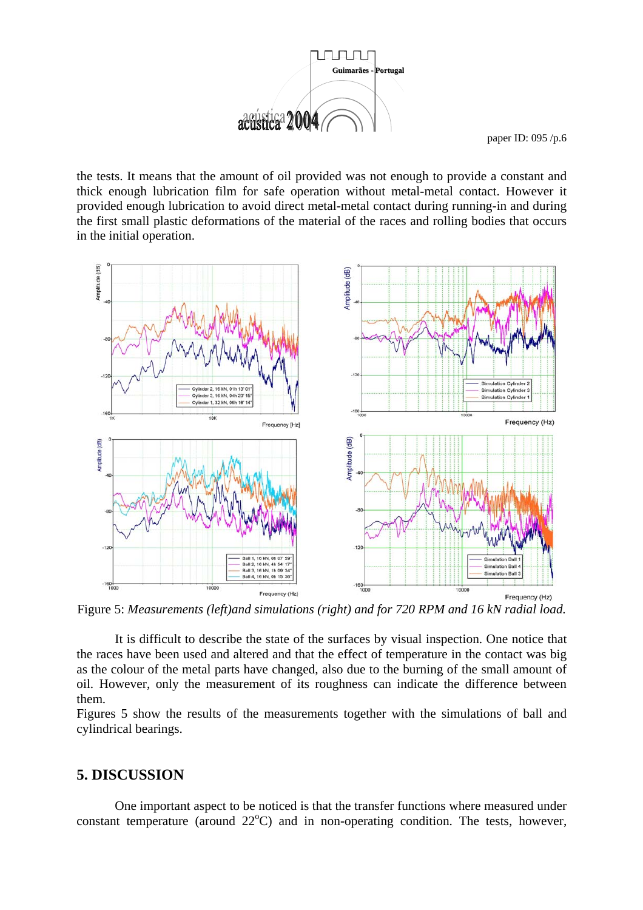the tests. It means that the amount of oil provided was not enough to provide a constant and thick enough lubrication film for safe operation without metal-metal contact. However it provided enough lubrication to avoid direct metal-metal contact during running-in and during the first small plastic deformations of the material of the races and rolling bodies that occurs in the initial operation.

Figure 5: *Measurements (left)and simulations (right) and for 720 RPM and 16 kN radial load.*

It is difficult to describe the state of the surfaces by visual inspection. One notice that the races have been used and altered and that the effect of temperature in the contact was big as the colour of the metal parts have changed, also due to the burning of the small amount of oil. However, only the measurement of its roughness can indicate the difference between them.
Figures 5 show the results of the measurements together with the simulations of ball and cylindrical bearings.

## 5. DISCUSSION

One important aspect to be noticed is that the transfer functions where measured under constant temperature (around 22°C) and in non-operating condition. The tests, however,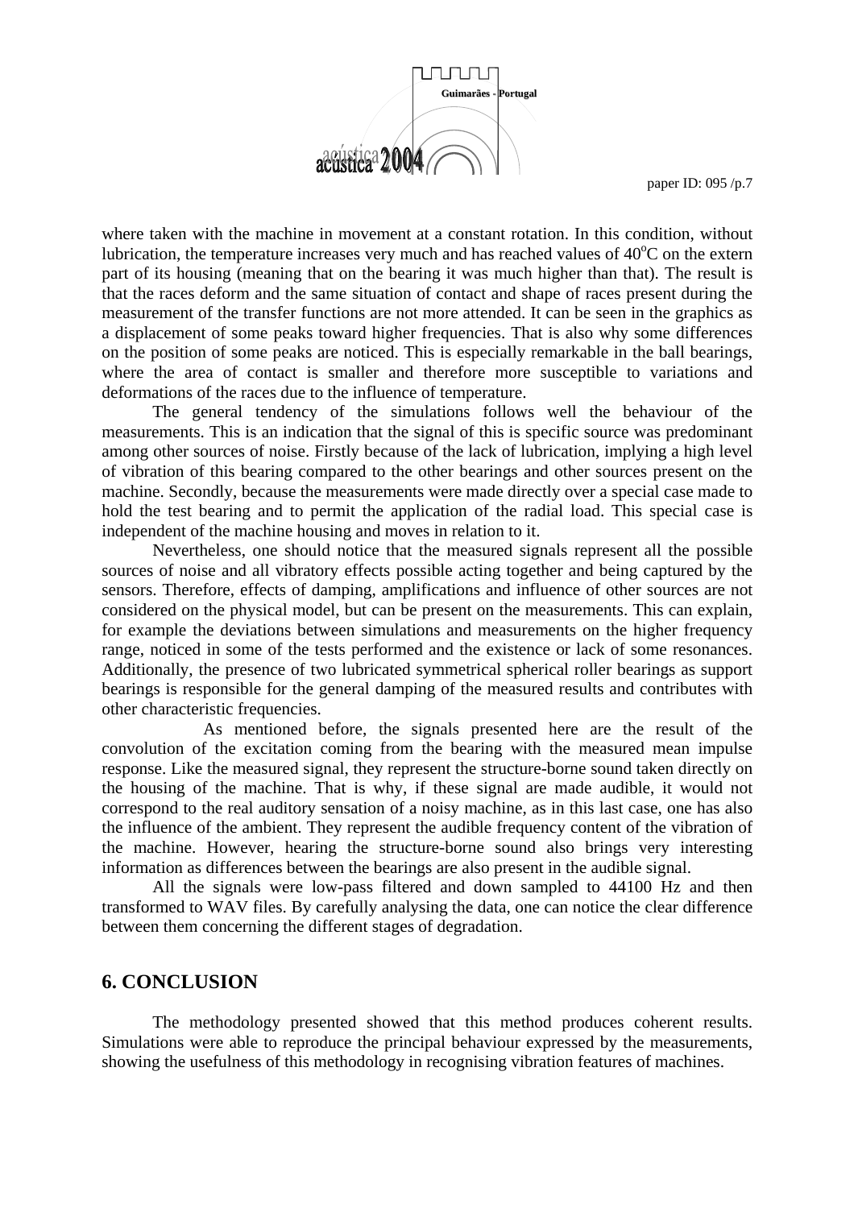where taken with the machine in movement at a constant rotation. In this condition, without lubrication, the temperature increases very much and has reached values of $40^{o}$C on the extern part of its housing (meaning that on the bearing it was much higher than that). The result is that the races deform and the same situation of contact and shape of races present during the measurement of the transfer functions are not more attended. It can be seen in the graphics as a displacement of some peaks toward higher frequencies. That is also why some differences on the position of some peaks are noticed. This is especially remarkable in the ball bearings, where the area of contact is smaller and therefore more susceptible to variations and deformations of the races due to the influence of temperature.

The general tendency of the simulations follows well the behaviour of the measurements. This is an indication that the signal of this is specific source was predominant among other sources of noise. Firstly because of the lack of lubrication, implying a high level of vibration of this bearing compared to the other bearings and other sources present on the machine. Secondly, because the measurements were made directly over a special case made to hold the test bearing and to permit the application of the radial load. This special case is independent of the machine housing and moves in relation to it.

Nevertheless, one should notice that the measured signals represent all the possible sources of noise and all vibratory effects possible acting together and being captured by the sensors. Therefore, effects of damping, amplifications and influence of other sources are not considered on the physical model, but can be present on the measurements. This can explain, for example the deviations between simulations and measurements on the higher frequency range, noticed in some of the tests performed and the existence or lack of some resonances. Additionally, the presence of two lubricated symmetrical spherical roller bearings as support bearings is responsible for the general damping of the measured results and contributes with other characteristic frequencies.

As mentioned before, the signals presented here are the result of the convolution of the excitation coming from the bearing with the measured mean impulse response. Like the measured signal, they represent the structure-borne sound taken directly on the housing of the machine. That is why, if these signal are made audible, it would not correspond to the real auditory sensation of a noisy machine, as in this last case, one has also the influence of the ambient. They represent the audible frequency content of the vibration of the machine. However, hearing the structure-borne sound also brings very interesting information as differences between the bearings are also present in the audible signal.

All the signals were low-pass filtered and down sampled to 44100 Hz and then transformed to WAV files. By carefully analysing the data, one can notice the clear difference between them concerning the different stages of degradation.

## 6. CONCLUSION

The methodology presented showed that this method produces coherent results. Simulations were able to reproduce the principal behaviour expressed by the measurements, showing the usefulness of this methodology in recognising vibration features of machines.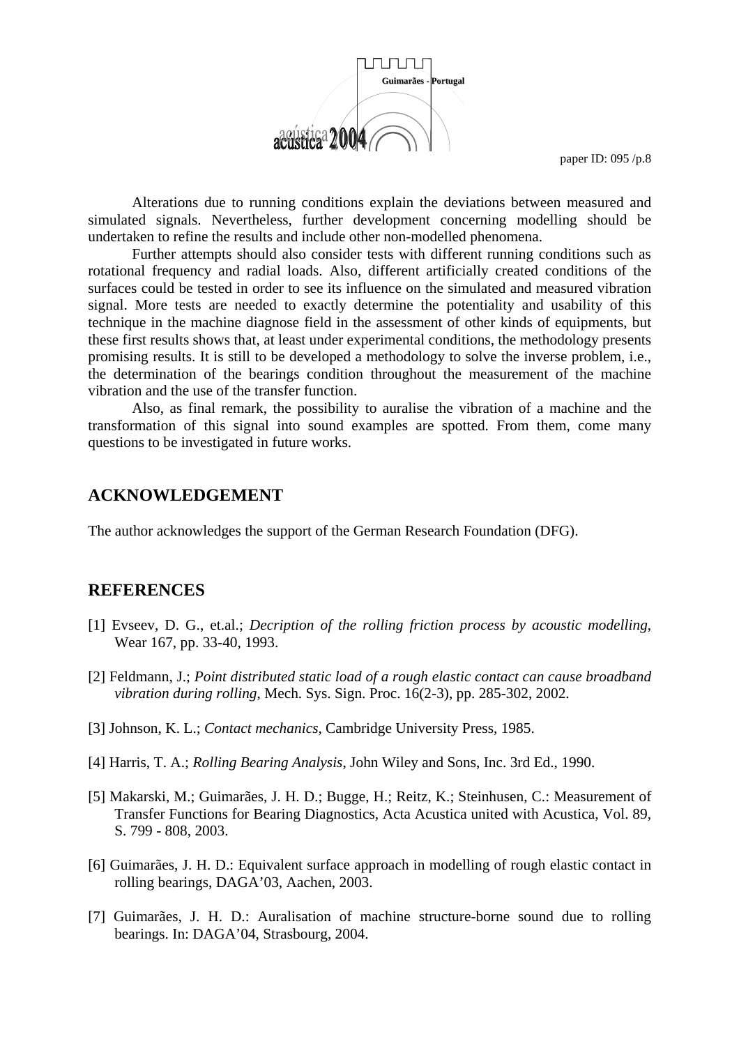Alterations due to running conditions explain the deviations between measured and simulated signals. Nevertheless, further development concerning modelling should be undertaken to refine the results and include other non-modelled phenomena.

Further attempts should also consider tests with different running conditions such as rotational frequency and radial loads. Also, different artificially created conditions of the surfaces could be tested in order to see its influence on the simulated and measured vibration signal. More tests are needed to exactly determine the potentiality and usability of this technique in the machine diagnose field in the assessment of other kinds of equipments, but these first results shows that, at least under experimental conditions, the methodology presents promising results. It is still to be developed a methodology to solve the inverse problem, i.e., the determination of the bearings condition throughout the measurement of the machine vibration and the use of the transfer function.

Also, as final remark, the possibility to auralise the vibration of a machine and the transformation of this signal into sound examples are spotted. From them, come many questions to be investigated in future works.

## ACKNOWLEDGEMENT

The author acknowledges the support of the German Research Foundation (DFG).

## REFERENCES

[1] Evseev, D. G., et.al.; *Decription of the rolling friction process by acoustic modelling*, Wear 167, pp. 33-40, 1993.

[2] Feldmann, J.; *Point distributed static load of a rough elastic contact can cause broadband vibration during rolling*, Mech. Sys. Sign. Proc. 16(2-3), pp. 285-302, 2002.

[3] Johnson, K. L.; *Contact mechanics*, Cambridge University Press, 1985.

[4] Harris, T. A.; *Rolling Bearing Analysis*, John Wiley and Sons, Inc. 3rd Ed., 1990.

[5] Makarski, M.; Guimarães, J. H. D.; Bugge, H.; Reitz, K.; Steinhusen, C.: Measurement of Transfer Functions for Bearing Diagnostics, Acta Acustica united with Acustica, Vol. 89, S. 799 - 808, 2003.

[6] Guimarães, J. H. D.: Equivalent surface approach in modelling of rough elastic contact in rolling bearings, DAGA'03, Aachen, 2003.

[7] Guimarães, J. H. D.: Auralisation of machine structure-borne sound due to rolling bearings. In: DAGA'04, Strasbourg, 2004.